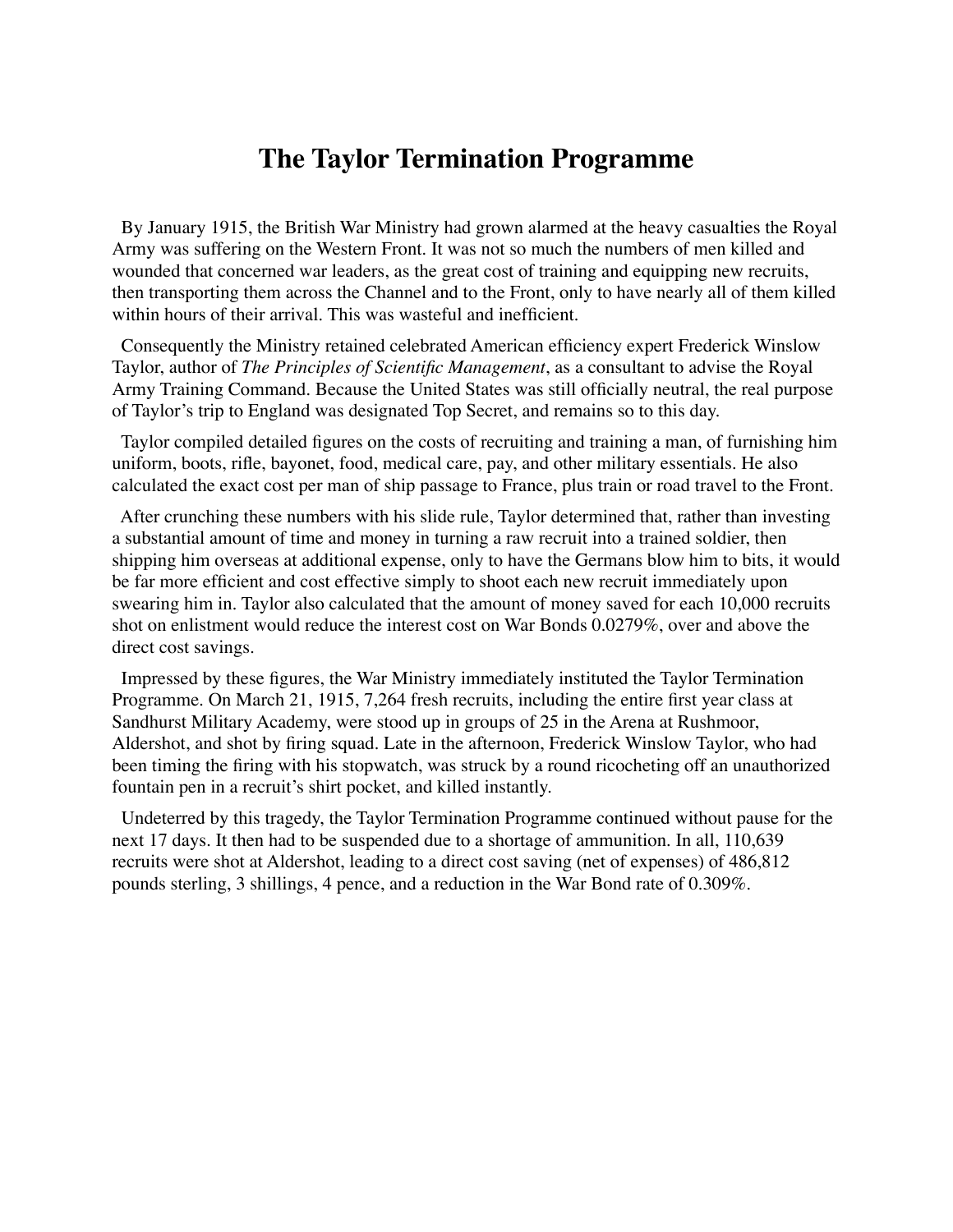# The Taylor Termination Programme

By January 1915, the British War Ministry had grown alarmed at the heavy casualties the Royal Army was suffering on the Western Front. It was not so much the numbers of men killed and wounded that concerned war leaders, as the great cost of training and equipping new recruits, then transporting them across the Channel and to the Front, only to have nearly all of them killed within hours of their arrival. This was wasteful and inefficient.

Consequently the Ministry retained celebrated American efficiency expert Frederick Winslow Taylor, author of *The Principles of Scientific Management*, as a consultant to advise the Royal Army Training Command. Because the United States was still officially neutral, the real purpose of Taylor's trip to England was designated Top Secret, and remains so to this day.

Taylor compiled detailed figures on the costs of recruiting and training a man, of furnishing him uniform, boots, rifle, bayonet, food, medical care, pay, and other military essentials. He also calculated the exact cost per man of ship passage to France, plus train or road travel to the Front.

After crunching these numbers with his slide rule, Taylor determined that, rather than investing a substantial amount of time and money in turning a raw recruit into a trained soldier, then shipping him overseas at additional expense, only to have the Germans blow him to bits, it would be far more efficient and cost effective simply to shoot each new recruit immediately upon swearing him in. Taylor also calculated that the amount of money saved for each 10,000 recruits shot on enlistment would reduce the interest cost on War Bonds 0.0279%, over and above the direct cost savings.

Impressed by these figures, the War Ministry immediately instituted the Taylor Termination Programme. On March 21, 1915, 7,264 fresh recruits, including the entire first year class at Sandhurst Military Academy, were stood up in groups of 25 in the Arena at Rushmoor, Aldershot, and shot by firing squad. Late in the afternoon, Frederick Winslow Taylor, who had been timing the firing with his stopwatch, was struck by a round ricocheting off an unauthorized fountain pen in a recruit's shirt pocket, and killed instantly.

Undeterred by this tragedy, the Taylor Termination Programme continued without pause for the next 17 days. It then had to be suspended due to a shortage of ammunition. In all, 110,639 recruits were shot at Aldershot, leading to a direct cost saving (net of expenses) of 486,812 pounds sterling, 3 shillings, 4 pence, and a reduction in the War Bond rate of 0.309%.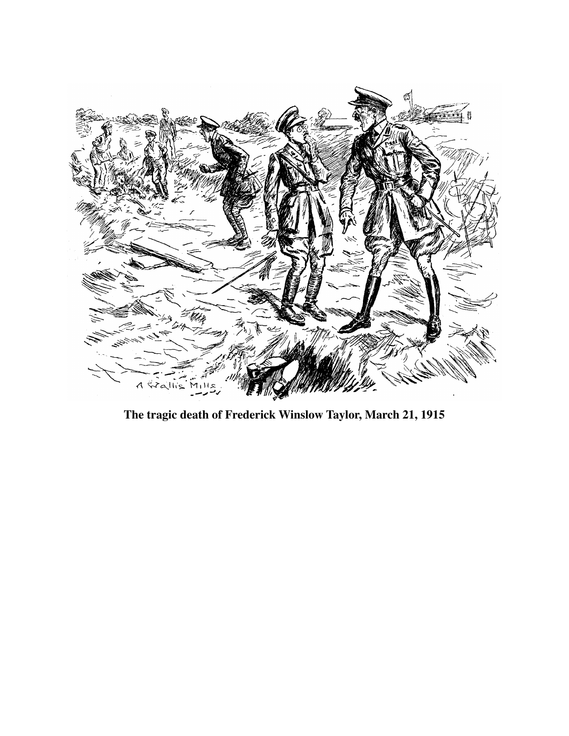**The tragic death of Frederick Winslow Taylor, March 21, 1915**